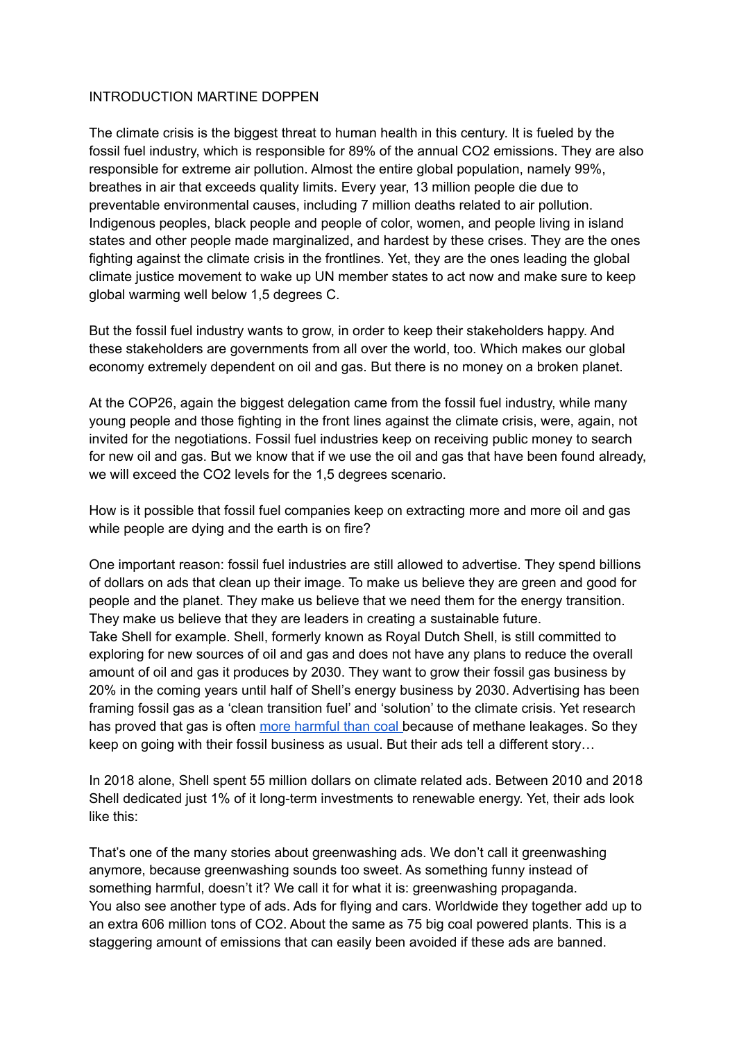INTRODUCTION MARTINE DOPPEN

The climate crisis is the biggest threat to human health in this century. It is fueled by the fossil fuel industry, which is responsible for 89% of the annual $CO_2$ emissions. They are also responsible for extreme air pollution. Almost the entire global population, namely 99%, breathes in air that exceeds quality limits. Every year, 13 million people die due to preventable environmental causes, including 7 million deaths related to air pollution. Indigenous peoples, black people and people of color, women, and people living in island states and other people made marginalized, and hardest by these crises. They are the ones fighting against the climate crisis in the frontlines. Yet, they are the ones leading the global climate justice movement to wake up UN member states to act now and make sure to keep global warming well below 1,5 degrees C.

But the fossil fuel industry wants to grow, in order to keep their stakeholders happy. And these stakeholders are governments from all over the world, too. Which makes our global economy extremely dependent on oil and gas. But there is no money on a broken planet.

At the COP26, again the biggest delegation came from the fossil fuel industry, while many young people and those fighting in the front lines against the climate crisis, were, again, not invited for the negotiations. Fossil fuel industries keep on receiving public money to search for new oil and gas. But we know that if we use the oil and gas that have been found already, we will exceed the $CO_2$ levels for the 1,5 degrees scenario.

How is it possible that fossil fuel companies keep on extracting more and more oil and gas while people are dying and the earth is on fire?

One important reason: fossil fuel industries are still allowed to advertise. They spend billions of dollars on ads that clean up their image. To make us believe they are green and good for people and the planet. They make us believe that we need them for the energy transition. They make us believe that they are leaders in creating a sustainable future.
Take Shell for example. Shell, formerly known as Royal Dutch Shell, is still committed to exploring for new sources of oil and gas and does not have any plans to reduce the overall amount of oil and gas it produces by 2030. They want to grow their fossil gas business by 20% in the coming years until half of Shell's energy business by 2030. Advertising has been framing fossil gas as a 'clean transition fuel' and 'solution' to the climate crisis. Yet research has proved that gas is often more harmful than coal because of methane leakages. So they keep on going with their fossil business as usual. But their ads tell a different story…

In 2018 alone, Shell spent 55 million dollars on climate related ads. Between 2010 and 2018 Shell dedicated just 1% of it long-term investments to renewable energy. Yet, their ads look like this:

That's one of the many stories about greenwashing ads. We don't call it greenwashing anymore, because greenwashing sounds too sweet. As something funny instead of something harmful, doesn't it? We call it for what it is: greenwashing propaganda.
You also see another type of ads. Ads for flying and cars. Worldwide they together add up to an extra 606 million tons of $CO_2$. About the same as 75 big coal powered plants. This is a staggering amount of emissions that can easily been avoided if these ads are banned.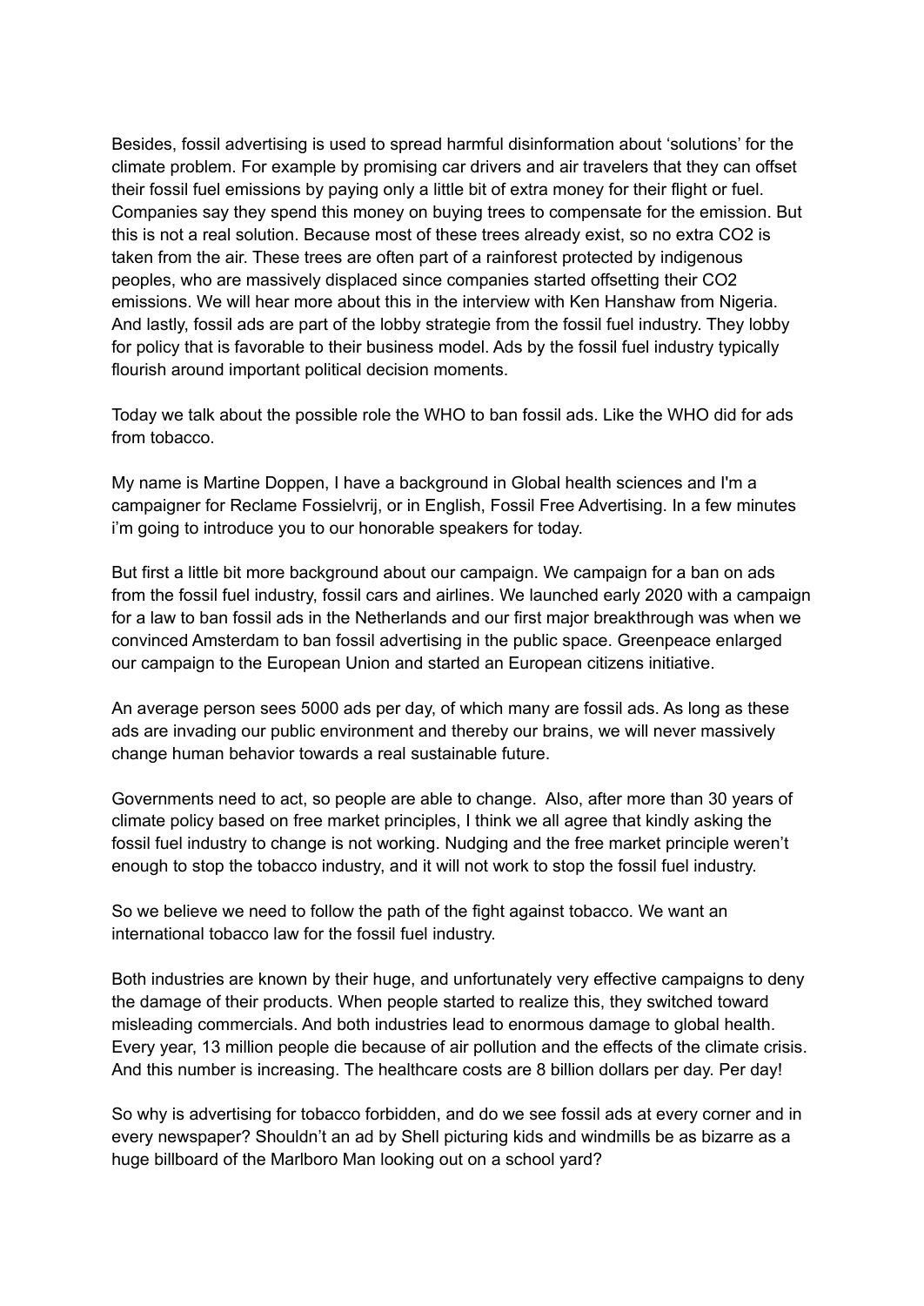Besides, fossil advertising is used to spread harmful disinformation about 'solutions' for the climate problem. For example by promising car drivers and air travelers that they can offset their fossil fuel emissions by paying only a little bit of extra money for their flight or fuel. Companies say they spend this money on buying trees to compensate for the emission. But this is not a real solution. Because most of these trees already exist, so no extra $CO_2$ is taken from the air. These trees are often part of a rainforest protected by indigenous peoples, who are massively displaced since companies started offsetting their $CO_2$ emissions. We will hear more about this in the interview with Ken Hanshaw from Nigeria. And lastly, fossil ads are part of the lobby strategie from the fossil fuel industry. They lobby for policy that is favorable to their business model. Ads by the fossil fuel industry typically flourish around important political decision moments.

Today we talk about the possible role the WHO to ban fossil ads. Like the WHO did for ads from tobacco.

My name is Martine Doppen, I have a background in Global health sciences and I'm a campaigner for Reclame Fossielvrij, or in English, Fossil Free Advertising. In a few minutes i'm going to introduce you to our honorable speakers for today.

But first a little bit more background about our campaign. We campaign for a ban on ads from the fossil fuel industry, fossil cars and airlines. We launched early 2020 with a campaign for a law to ban fossil ads in the Netherlands and our first major breakthrough was when we convinced Amsterdam to ban fossil advertising in the public space. Greenpeace enlarged our campaign to the European Union and started an European citizens initiative.

An average person sees 5000 ads per day, of which many are fossil ads. As long as these ads are invading our public environment and thereby our brains, we will never massively change human behavior towards a real sustainable future.

Governments need to act, so people are able to change. Also, after more than 30 years of climate policy based on free market principles, I think we all agree that kindly asking the fossil fuel industry to change is not working. Nudging and the free market principle weren't enough to stop the tobacco industry, and it will not work to stop the fossil fuel industry.

So we believe we need to follow the path of the fight against tobacco. We want an international tobacco law for the fossil fuel industry.

Both industries are known by their huge, and unfortunately very effective campaigns to deny the damage of their products. When people started to realize this, they switched toward misleading commercials. And both industries lead to enormous damage to global health. Every year, 13 million people die because of air pollution and the effects of the climate crisis. And this number is increasing. The healthcare costs are 8 billion dollars per day. Per day!

So why is advertising for tobacco forbidden, and do we see fossil ads at every corner and in every newspaper? Shouldn't an ad by Shell picturing kids and windmills be as bizarre as a huge billboard of the Marlboro Man looking out on a school yard?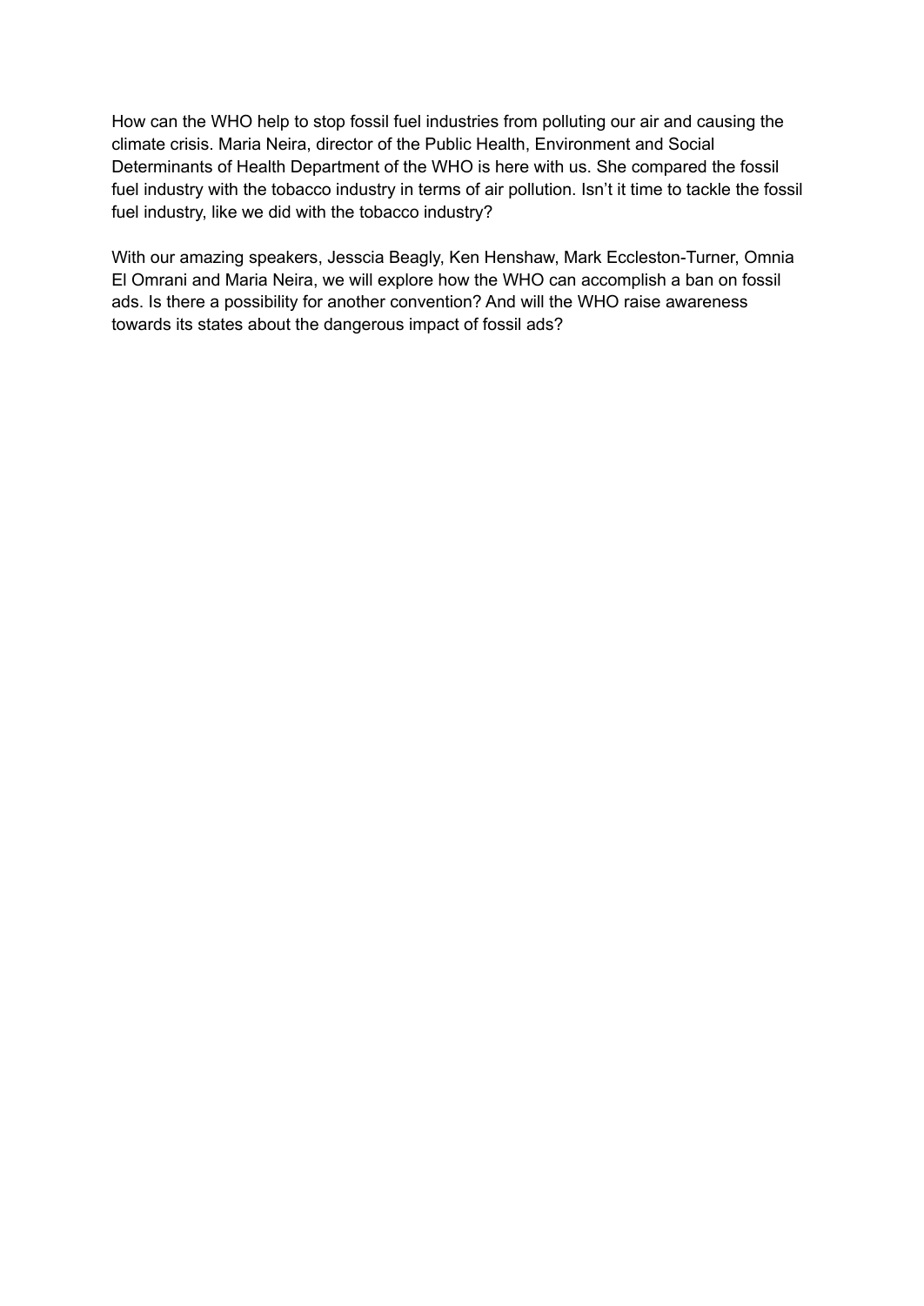How can the WHO help to stop fossil fuel industries from polluting our air and causing the climate crisis. Maria Neira, director of the Public Health, Environment and Social Determinants of Health Department of the WHO is here with us. She compared the fossil fuel industry with the tobacco industry in terms of air pollution. Isn't it time to tackle the fossil fuel industry, like we did with the tobacco industry?

With our amazing speakers, Jesscia Beagly, Ken Henshaw, Mark Eccleston-Turner, Omnia El Omrani and Maria Neira, we will explore how the WHO can accomplish a ban on fossil ads. Is there a possibility for another convention? And will the WHO raise awareness towards its states about the dangerous impact of fossil ads?